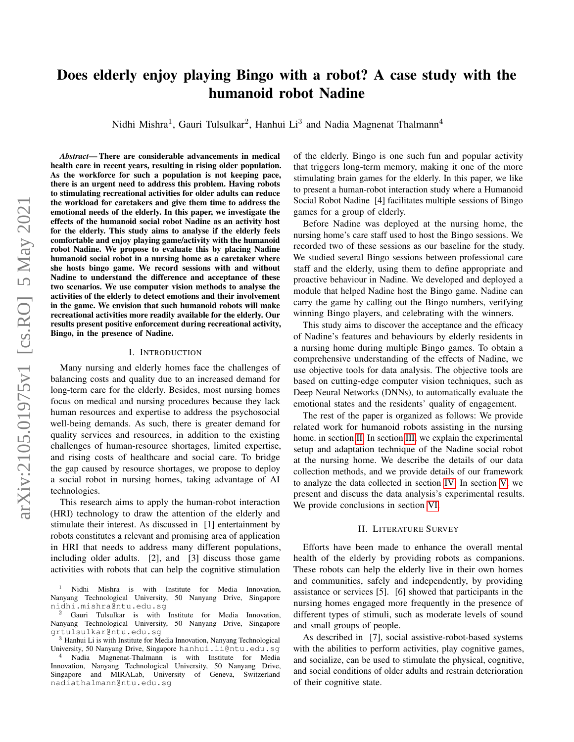# Does elderly enjoy playing Bingo with a robot? A case study with the humanoid robot Nadine

Nidhi Mishra[1], Gauri Tulsulkar[2], Hanhui Li[3] and Nadia Magnenat Thalmann[4]

***Abstract*— There are considerable advancements in medical health care in recent years, resulting in rising older population. As the workforce for such a population is not keeping pace, there is an urgent need to address this problem. Having robots to stimulating recreational activities for older adults can reduce the workload for caretakers and give them time to address the emotional needs of the elderly. In this paper, we investigate the effects of the humanoid social robot Nadine as an activity host for the elderly. This study aims to analyse if the elderly feels comfortable and enjoy playing game/activity with the humanoid robot Nadine. We propose to evaluate this by placing Nadine humanoid social robot in a nursing home as a caretaker where she hosts bingo game. We record sessions with and without Nadine to understand the difference and acceptance of these two scenarios. We use computer vision methods to analyse the activities of the elderly to detect emotions and their involvement in the game. We envision that such humanoid robots will make recreational activities more readily available for the elderly. Our results present positive enforcement during recreational activity, Bingo, in the presence of Nadine.**

## I. Introduction

Many nursing and elderly homes face the challenges of balancing costs and quality due to an increased demand for long-term care for the elderly. Besides, most nursing homes focus on medical and nursing procedures because they lack human resources and expertise to address the psychosocial well-being demands. As such, there is greater demand for quality services and resources, in addition to the existing challenges of human-resource shortages, limited expertise, and rising costs of healthcare and social care. To bridge the gap caused by resource shortages, we propose to deploy a social robot in nursing homes, taking advantage of AI technologies.

This research aims to apply the human-robot interaction (HRI) technology to draw the attention of the elderly and stimulate their interest. As discussed in [1] entertainment by robots constitutes a relevant and promising area of application in HRI that needs to address many different populations, including older adults. [2], and [3] discuss those game activities with robots that can help the cognitive stimulation of the elderly. Bingo is one such fun and popular activity that triggers long-term memory, making it one of the more stimulating brain games for the elderly. In this paper, we like to present a human-robot interaction study where a Humanoid Social Robot Nadine [4] facilitates multiple sessions of Bingo games for a group of elderly.

Before Nadine was deployed at the nursing home, the nursing home's care staff used to host the Bingo sessions. We recorded two of these sessions as our baseline for the study. We studied several Bingo sessions between professional care staff and the elderly, using them to define appropriate and proactive behaviour in Nadine. We developed and deployed a module that helped Nadine host the Bingo game. Nadine can carry the game by calling out the Bingo numbers, verifying winning Bingo players, and celebrating with the winners.

This study aims to discover the acceptance and the efficacy of Nadine's features and behaviours by elderly residents in a nursing home during multiple Bingo games. To obtain a comprehensive understanding of the effects of Nadine, we use objective tools for data analysis. The objective tools are based on cutting-edge computer vision techniques, such as Deep Neural Networks (DNNs), to automatically evaluate the emotional states and the residents' quality of engagement.

The rest of the paper is organized as follows: We provide related work for humanoid robots assisting in the nursing home. in section II. In section III, we explain the experimental setup and adaptation technique of the Nadine social robot at the nursing home. We describe the details of our data collection methods, and we provide details of our framework to analyze the data collected in section IV. In section V, we present and discuss the data analysis's experimental results. We provide conclusions in section VI.

## II. Literature Survey

Efforts have been made to enhance the overall mental health of the elderly by providing robots as companions. These robots can help the elderly live in their own homes and communities, safely and independently, by providing assistance or services [5]. [6] showed that participants in the nursing homes engaged more frequently in the presence of different types of stimuli, such as moderate levels of sound and small groups of people.

As described in [7], social assistive-robot-based systems with the abilities to perform activities, play cognitive games, and socialize, can be used to stimulate the physical, cognitive, and social conditions of older adults and restrain deterioration of their cognitive state.

---

[1] Nidhi Mishra is with Institute for Media Innovation, Nanyang Technological University, 50 Nanyang Drive, Singapore nidhi.mishra@ntu.edu.sg

[2] Gauri Tulsulkar is with Institute for Media Innovation, Nanyang Technological University, 50 Nanyang Drive, Singapore grtulsulkar@ntu.edu.sg

[3] Hanhui Li is with Institute for Media Innovation, Nanyang Technological University, 50 Nanyang Drive, Singapore hanhui.li@ntu.edu.sg

[4] Nadia Magnenat-Thalmann is with Institute for Media Innovation, Nanyang Technological University, 50 Nanyang Drive, Singapore and MIRALab, University of Geneva, Switzerland nadiathalmann@ntu.edu.sg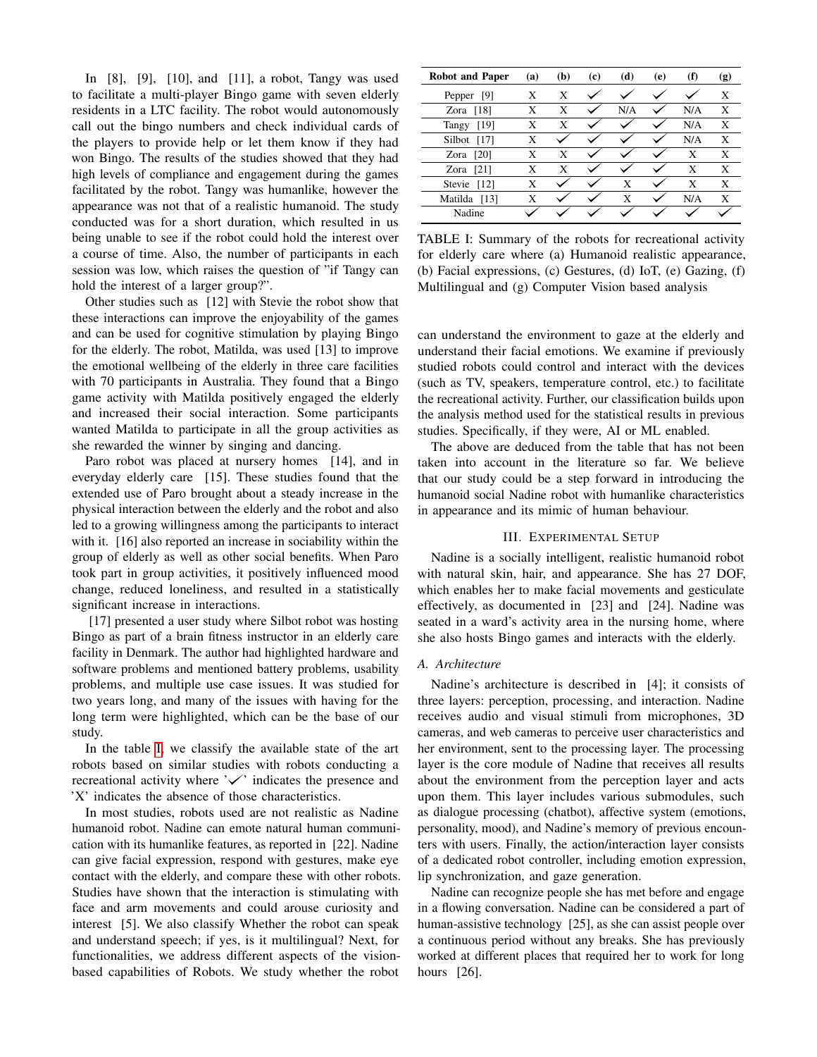In [8], [9], [10], and [11], a robot, Tangy was used to facilitate a multi-player Bingo game with seven elderly residents in a LTC facility. The robot would autonomously call out the bingo numbers and check individual cards of the players to provide help or let them know if they had won Bingo. The results of the studies showed that they had high levels of compliance and engagement during the games facilitated by the robot. Tangy was humanlike, however the appearance was not that of a realistic humanoid. The study conducted was for a short duration, which resulted in us being unable to see if the robot could hold the interest over a course of time. Also, the number of participants in each session was low, which raises the question of "if Tangy can hold the interest of a larger group?".

Other studies such as [12] with Stevie the robot show that these interactions can improve the enjoyability of the games and can be used for cognitive stimulation by playing Bingo for the elderly. The robot, Matilda, was used [13] to improve the emotional wellbeing of the elderly in three care facilities with 70 participants in Australia. They found that a Bingo game activity with Matilda positively engaged the elderly and increased their social interaction. Some participants wanted Matilda to participate in all the group activities as she rewarded the winner by singing and dancing.

Paro robot was placed at nursery homes [14], and in everyday elderly care [15]. These studies found that the extended use of Paro brought about a steady increase in the physical interaction between the elderly and the robot and also led to a growing willingness among the participants to interact with it. [16] also reported an increase in sociability within the group of elderly as well as other social benefits. When Paro took part in group activities, it positively influenced mood change, reduced loneliness, and resulted in a statistically significant increase in interactions.

[17] presented a user study where Silbot robot was hosting Bingo as part of a brain fitness instructor in an elderly care facility in Denmark. The author had highlighted hardware and software problems and mentioned battery problems, usability problems, and multiple use case issues. It was studied for two years long, and many of the issues with having for the long term were highlighted, which can be the base of our study.

In the table I, we classify the available state of the art robots based on similar studies with robots conducting a recreational activity where '✓' indicates the presence and 'X' indicates the absence of those characteristics.

In most studies, robots used are not realistic as Nadine humanoid robot. Nadine can emote natural human communication with its humanlike features, as reported in [22]. Nadine can give facial expression, respond with gestures, make eye contact with the elderly, and compare these with other robots. Studies have shown that the interaction is stimulating with face and arm movements and could arouse curiosity and interest [5]. We also classify Whether the robot can speak and understand speech; if yes, is it multilingual? Next, for functionalities, we address different aspects of the vision-based capabilities of Robots. We study whether the robot can understand the environment to gaze at the elderly and understand their facial emotions. We examine if previously studied robots could control and interact with the devices (such as TV, speakers, temperature control, etc.) to facilitate the recreational activity. Further, our classification builds upon the analysis method used for the statistical results in previous studies. Specifically, if they were, AI or ML enabled.

| Robot and Paper | (a) | (b) | (c) | (d) | (e) | (f) | (g) |
|---|---|---|---|---|---|---|---|
| Pepper [9] | X | X | ✓ | ✓ | ✓ | ✓ | X |
| Zora [18] | X | X | ✓ | N/A | ✓ | N/A | X |
| Tangy [19] | X | X | ✓ | ✓ | ✓ | N/A | X |
| Silbot [17] | X | ✓ | ✓ | ✓ | ✓ | N/A | X |
| Zora [20] | X | X | ✓ | ✓ | ✓ | X | X |
| Zora [21] | X | X | ✓ | ✓ | ✓ | X | X |
| Stevie [12] | X | ✓ | ✓ | X | ✓ | X | X |
| Matilda [13] | X | ✓ | ✓ | X | ✓ | N/A | X |
| Nadine | ✓ | ✓ | ✓ | ✓ | ✓ | ✓ | ✓ |

TABLE I: Summary of the robots for recreational activity for elderly care where (a) Humanoid realistic appearance, (b) Facial expressions, (c) Gestures, (d) IoT, (e) Gazing, (f) Multilingual and (g) Computer Vision based analysis

The above are deduced from the table that has not been taken into account in the literature so far. We believe that our study could be a step forward in introducing the humanoid social Nadine robot with humanlike characteristics in appearance and its mimic of human behaviour.

## III. Experimental Setup

Nadine is a socially intelligent, realistic humanoid robot with natural skin, hair, and appearance. She has 27 DOF, which enables her to make facial movements and gesticulate effectively, as documented in [23] and [24]. Nadine was seated in a ward's activity area in the nursing home, where she also hosts Bingo games and interacts with the elderly.

### A. Architecture

Nadine's architecture is described in [4]; it consists of three layers: perception, processing, and interaction. Nadine receives audio and visual stimuli from microphones, 3D cameras, and web cameras to perceive user characteristics and her environment, sent to the processing layer. The processing layer is the core module of Nadine that receives all results about the environment from the perception layer and acts upon them. This layer includes various submodules, such as dialogue processing (chatbot), affective system (emotions, personality, mood), and Nadine's memory of previous encounters with users. Finally, the action/interaction layer consists of a dedicated robot controller, including emotion expression, lip synchronization, and gaze generation.

Nadine can recognize people she has met before and engage in a flowing conversation. Nadine can be considered a part of human-assistive technology [25], as she can assist people over a continuous period without any breaks. She has previously worked at different places that required her to work for long hours [26].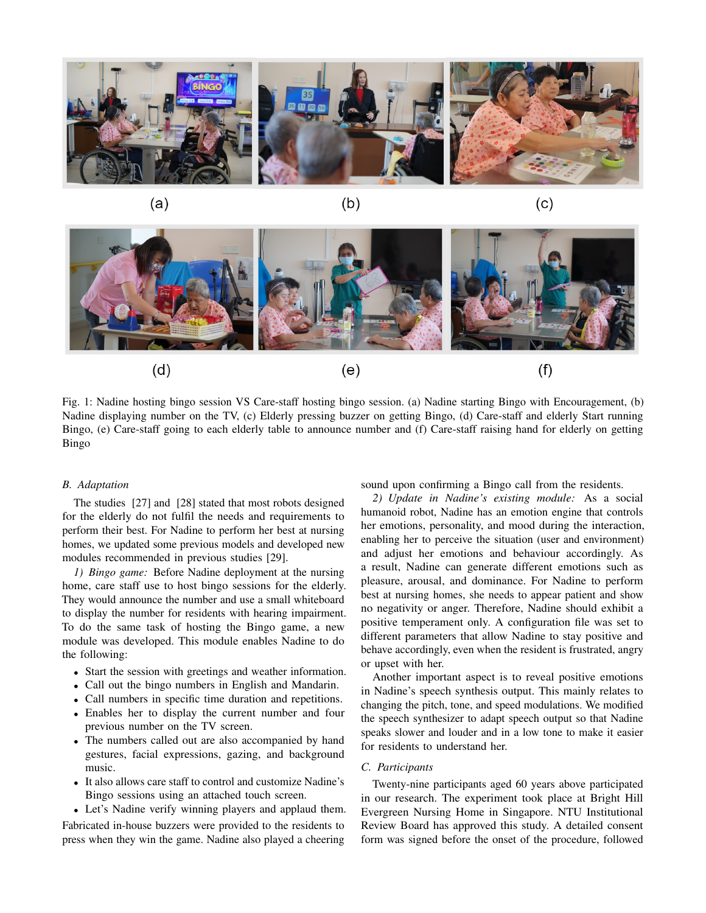Fig. 1: Nadine hosting bingo session VS Care-staff hosting bingo session. (a) Nadine starting Bingo with Encouragement, (b) Nadine displaying number on the TV, (c) Elderly pressing buzzer on getting Bingo, (d) Care-staff and elderly Start running Bingo, (e) Care-staff going to each elderly table to announce number and (f) Care-staff raising hand for elderly on getting Bingo

### B. Adaptation

The studies [27] and [28] stated that most robots designed for the elderly do not fulfil the needs and requirements to perform their best. For Nadine to perform her best at nursing homes, we updated some previous models and developed new modules recommended in previous studies [29].

*1) Bingo game:* Before Nadine deployment at the nursing home, care staff use to host bingo sessions for the elderly. They would announce the number and use a small whiteboard to display the number for residents with hearing impairment. To do the same task of hosting the Bingo game, a new module was developed. This module enables Nadine to do the following:

- Start the session with greetings and weather information.
- Call out the bingo numbers in English and Mandarin.
- Call numbers in specific time duration and repetitions.
- Enables her to display the current number and four previous number on the TV screen.
- The numbers called out are also accompanied by hand gestures, facial expressions, gazing, and background music.
- It also allows care staff to control and customize Nadine's Bingo sessions using an attached touch screen.
- Let's Nadine verify winning players and applaud them.

Fabricated in-house buzzers were provided to the residents to press when they win the game. Nadine also played a cheering sound upon confirming a Bingo call from the residents.

*2) Update in Nadine's existing module:* As a social humanoid robot, Nadine has an emotion engine that controls her emotions, personality, and mood during the interaction, enabling her to perceive the situation (user and environment) and adjust her emotions and behaviour accordingly. As a result, Nadine can generate different emotions such as pleasure, arousal, and dominance. For Nadine to perform best at nursing homes, she needs to appear patient and show no negativity or anger. Therefore, Nadine should exhibit a positive temperament only. A configuration file was set to different parameters that allow Nadine to stay positive and behave accordingly, even when the resident is frustrated, angry or upset with her.

Another important aspect is to reveal positive emotions in Nadine's speech synthesis output. This mainly relates to changing the pitch, tone, and speed modulations. We modified the speech synthesizer to adapt speech output so that Nadine speaks slower and louder and in a low tone to make it easier for residents to understand her.

### C. Participants

Twenty-nine participants aged 60 years above participated in our research. The experiment took place at Bright Hill Evergreen Nursing Home in Singapore. NTU Institutional Review Board has approved this study. A detailed consent form was signed before the onset of the procedure, followed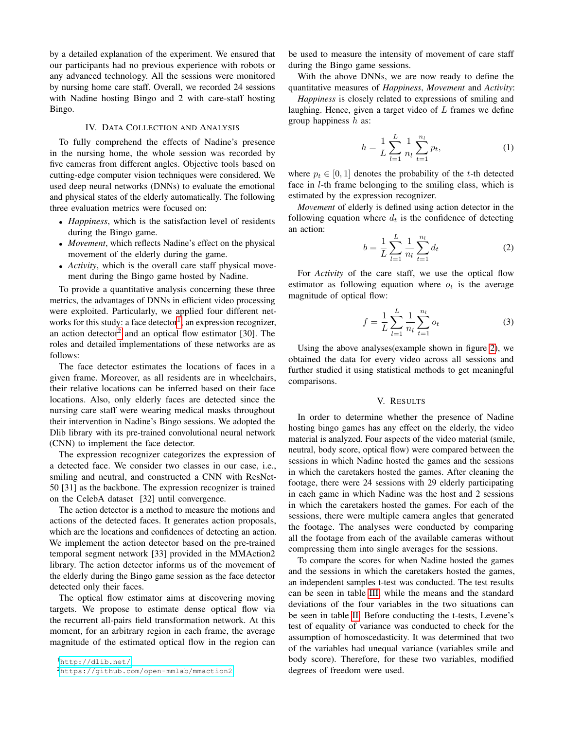by a detailed explanation of the experiment. We ensured that our participants had no previous experience with robots or any advanced technology. All the sessions were monitored by nursing home care staff. Overall, we recorded 24 sessions with Nadine hosting Bingo and 2 with care-staff hosting Bingo.

## IV. Data Collection and Analysis

To fully comprehend the effects of Nadine's presence in the nursing home, the whole session was recorded by five cameras from different angles. Objective tools based on cutting-edge computer vision techniques were considered. We used deep neural networks (DNNs) to evaluate the emotional and physical states of the elderly automatically. The following three evaluation metrics were focused on:

- *Happiness*, which is the satisfaction level of residents during the Bingo game.
- *Movement*, which reflects Nadine's effect on the physical movement of the elderly during the game.
- *Activity*, which is the overall care staff physical movement during the Bingo game hosted by Nadine.

To provide a quantitative analysis concerning these three metrics, the advantages of DNNs in efficient video processing were exploited. Particularly, we applied four different networks for this study: a face detector[1], an expression recognizer, an action detector[2] and an optical flow estimator [30]. The roles and detailed implementations of these networks are as follows:

The face detector estimates the locations of faces in a given frame. Moreover, as all residents are in wheelchairs, their relative locations can be inferred based on their face locations. Also, only elderly faces are detected since the nursing care staff were wearing medical masks throughout their intervention in Nadine's Bingo sessions. We adopted the Dlib library with its pre-trained convolutional neural network (CNN) to implement the face detector.

The expression recognizer categorizes the expression of a detected face. We consider two classes in our case, i.e., smiling and neutral, and constructed a CNN with ResNet-50 [31] as the backbone. The expression recognizer is trained on the CelebA dataset [32] until convergence.

The action detector is a method to measure the motions and actions of the detected faces. It generates action proposals, which are the locations and confidences of detecting an action. We implement the action detector based on the pre-trained temporal segment network [33] provided in the MMAction2 library. The action detector informs us of the movement of the elderly during the Bingo game session as the face detector detected only their faces.

The optical flow estimator aims at discovering moving targets. We propose to estimate dense optical flow via the recurrent all-pairs field transformation network. At this moment, for an arbitrary region in each frame, the average magnitude of the estimated optical flow in the region can be used to measure the intensity of movement of care staff during the Bingo game sessions.

With the above DNNs, we are now ready to define the quantitative measures of *Happiness*, *Movement* and *Activity*:

*Happiness* is closely related to expressions of smiling and laughing. Hence, given a target video of $L$ frames we define group happiness $h$ as:

$$h = \frac{1}{L} \sum_{l=1}^{L} \frac{1}{n_l} \sum_{t=1}^{n_l} p_t, \tag{1}$$

where $p_t \in [0, 1]$ denotes the probability of the $t$-th detected face in $l$-th frame belonging to the smiling class, which is estimated by the expression recognizer.

*Movement* of elderly is defined using action detector in the following equation where $d_t$ is the confidence of detecting an action:

$$b = \frac{1}{L} \sum_{l=1}^{L} \frac{1}{n_l} \sum_{t=1}^{n_l} d_t \tag{2}$$

For *Activity* of the care staff, we use the optical flow estimator as following equation where $o_t$ is the average magnitude of optical flow:

$$f = \frac{1}{L} \sum_{l=1}^{L} \frac{1}{n_l} \sum_{t=1}^{n_l} o_t \tag{3}$$

Using the above analyses(example shown in figure 2), we obtained the data for every video across all sessions and further studied it using statistical methods to get meaningful comparisons.

## V. Results

In order to determine whether the presence of Nadine hosting bingo games has any effect on the elderly, the video material is analyzed. Four aspects of the video material (smile, neutral, body score, optical flow) were compared between the sessions in which Nadine hosted the games and the sessions in which the caretakers hosted the games. After cleaning the footage, there were 24 sessions with 29 elderly participating in each game in which Nadine was the host and 2 sessions in which the caretakers hosted the games. For each of the sessions, there were multiple camera angles that generated the footage. The analyses were conducted by comparing all the footage from each of the available cameras without compressing them into single averages for the sessions.

To compare the scores for when Nadine hosted the games and the sessions in which the caretakers hosted the games, an independent samples t-test was conducted. The test results can be seen in table III, while the means and the standard deviations of the four variables in the two situations can be seen in table II. Before conducting the t-tests, Levene's test of equality of variance was conducted to check for the assumption of homoscedasticity. It was determined that two of the variables had unequal variance (variables smile and body score). Therefore, for these two variables, modified degrees of freedom were used.

[1] http://dlib.net/

[2] https://github.com/open-mmlab/mmaction2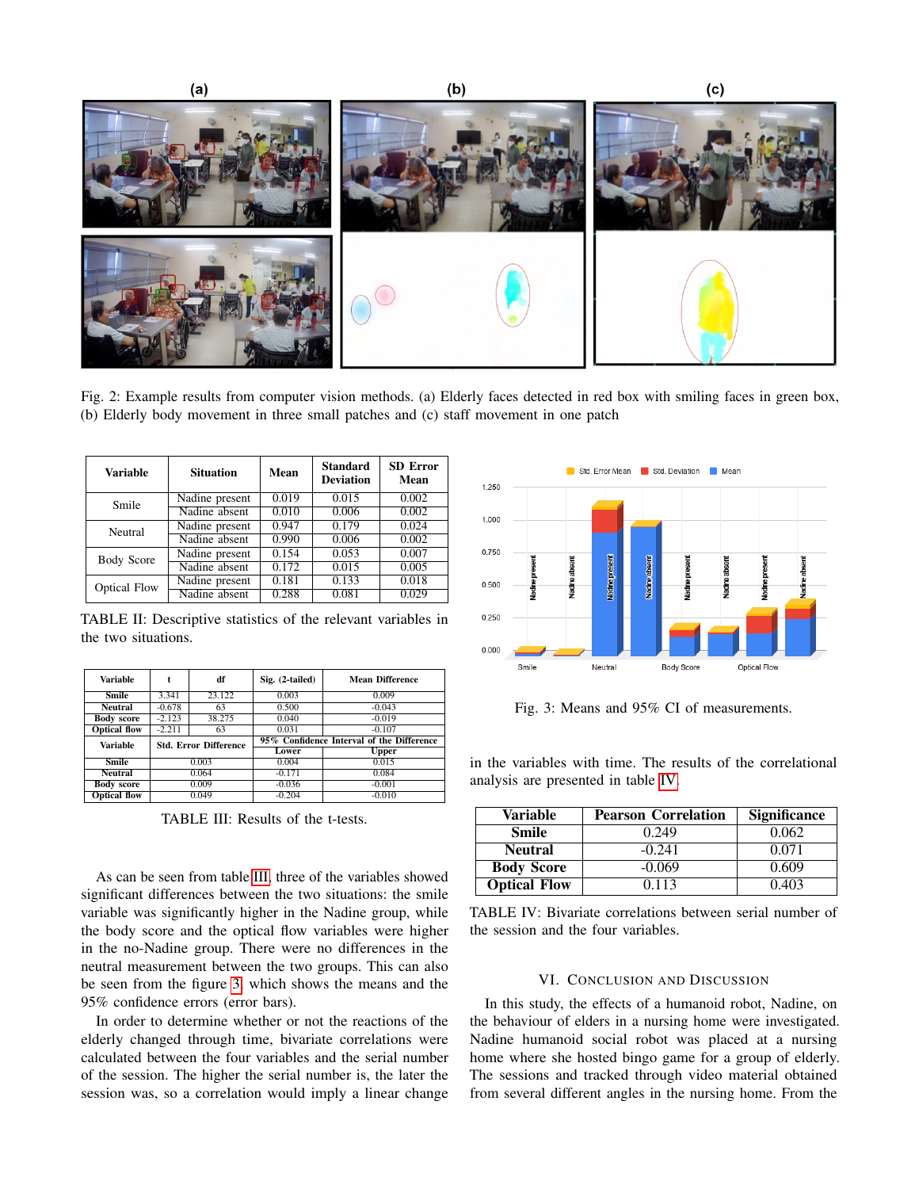Fig. 2: Example results from computer vision methods. (a) Elderly faces detected in red box with smiling faces in green box, (b) Elderly body movement in three small patches and (c) staff movement in one patch

| Variable | Situation | Mean | Standard Deviation | SD Error Mean |
|---|---|---|---|---|
| Smile | Nadine present | 0.019 | 0.015 | 0.002 |
| | Nadine absent | 0.010 | 0.006 | 0.002 |
| Neutral | Nadine present | 0.947 | 0.179 | 0.024 |
| | Nadine absent | 0.990 | 0.006 | 0.002 |
| Body Score | Nadine present | 0.154 | 0.053 | 0.007 |
| | Nadine absent | 0.172 | 0.015 | 0.005 |
| Optical Flow | Nadine present | 0.181 | 0.133 | 0.018 |
| | Nadine absent | 0.288 | 0.081 | 0.029 |

TABLE II: Descriptive statistics of the relevant variables in the two situations.

| Variable | t | df | Sig. (2-tailed) | Mean Difference |
|---|---|---|---|---|
| **Smile** | 3.341 | 23.122 | 0.003 | 0.009 |
| **Neutral** | -0.678 | 63 | 0.500 | -0.043 |
| **Body score** | -2.123 | 38.275 | 0.040 | -0.019 |
| **Optical flow** | -2.211 | 63 | 0.031 | -0.107 |

| Variable | Std. Error Difference | 95% Confidence Interval of the Difference Lower | Upper |
|---|---|---|---|
| **Smile** | 0.003 | 0.004 | 0.015 |
| **Neutral** | 0.064 | -0.171 | 0.084 |
| **Body score** | 0.009 | -0.036 | -0.001 |
| **Optical flow** | 0.049 | -0.204 | -0.010 |

TABLE III: Results of the t-tests.

As can be seen from table III, three of the variables showed significant differences between the two situations: the smile variable was significantly higher in the Nadine group, while the body score and the optical flow variables were higher in the no-Nadine group. There were no differences in the neutral measurement between the two groups. This can also be seen from the figure 3, which shows the means and the 95% confidence errors (error bars).

In order to determine whether or not the reactions of the elderly changed through time, bivariate correlations were calculated between the four variables and the serial number of the session. The higher the serial number is, the later the session was, so a correlation would imply a linear change in the variables with time. The results of the correlational analysis are presented in table IV.

Fig. 3: Means and 95% CI of measurements.

| Variable | Pearson Correlation | Significance |
|---|---|---|
| **Smile** | 0.249 | 0.062 |
| **Neutral** | -0.241 | 0.071 |
| **Body Score** | -0.069 | 0.609 |
| **Optical Flow** | 0.113 | 0.403 |

TABLE IV: Bivariate correlations between serial number of the session and the four variables.

## VI. Conclusion and Discussion

In this study, the effects of a humanoid robot, Nadine, on the behaviour of elders in a nursing home were investigated. Nadine humanoid social robot was placed at a nursing home where she hosted bingo game for a group of elderly. The sessions and tracked through video material obtained from several different angles in the nursing home. From the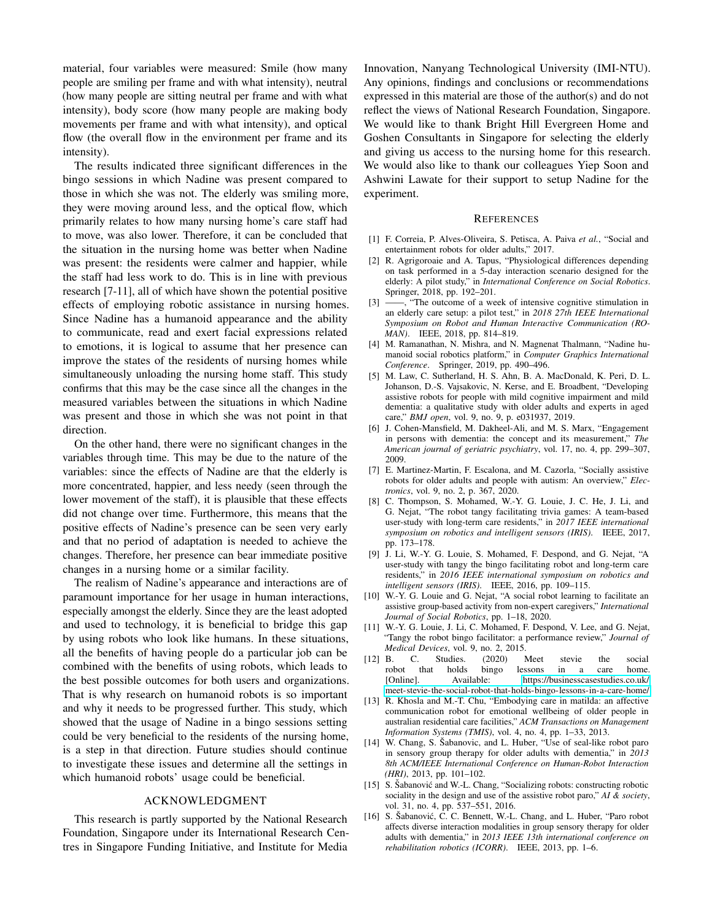material, four variables were measured: Smile (how many people are smiling per frame and with what intensity), neutral (how many people are sitting neutral per frame and with what intensity), body score (how many people are making body movements per frame and with what intensity), and optical flow (the overall flow in the environment per frame and its intensity).

The results indicated three significant differences in the bingo sessions in which Nadine was present compared to those in which she was not. The elderly was smiling more, they were moving around less, and the optical flow, which primarily relates to how many nursing home's care staff had to move, was also lower. Therefore, it can be concluded that the situation in the nursing home was better when Nadine was present: the residents were calmer and happier, while the staff had less work to do. This is in line with previous research [7-11], all of which have shown the potential positive effects of employing robotic assistance in nursing homes. Since Nadine has a humanoid appearance and the ability to communicate, read and exert facial expressions related to emotions, it is logical to assume that her presence can improve the states of the residents of nursing homes while simultaneously unloading the nursing home staff. This study confirms that this may be the case since all the changes in the measured variables between the situations in which Nadine was present and those in which she was not point in that direction.

On the other hand, there were no significant changes in the variables through time. This may be due to the nature of the variables: since the effects of Nadine are that the elderly is more concentrated, happier, and less needy (seen through the lower movement of the staff), it is plausible that these effects did not change over time. Furthermore, this means that the positive effects of Nadine's presence can be seen very early and that no period of adaptation is needed to achieve the changes. Therefore, her presence can bear immediate positive changes in a nursing home or a similar facility.

The realism of Nadine's appearance and interactions are of paramount importance for her usage in human interactions, especially amongst the elderly. Since they are the least adopted and used to technology, it is beneficial to bridge this gap by using robots who look like humans. In these situations, all the benefits of having people do a particular job can be combined with the benefits of using robots, which leads to the best possible outcomes for both users and organizations. That is why research on humanoid robots is so important and why it needs to be progressed further. This study, which showed that the usage of Nadine in a bingo sessions setting could be very beneficial to the residents of the nursing home, is a step in that direction. Future studies should continue to investigate these issues and determine all the settings in which humanoid robots' usage could be beneficial.

## ACKNOWLEDGMENT

This research is partly supported by the National Research Foundation, Singapore under its International Research Centres in Singapore Funding Initiative, and Institute for Media Innovation, Nanyang Technological University (IMI-NTU). Any opinions, findings and conclusions or recommendations expressed in this material are those of the author(s) and do not reflect the views of National Research Foundation, Singapore. We would like to thank Bright Hill Evergreen Home and Goshen Consultants in Singapore for selecting the elderly and giving us access to the nursing home for this research. We would also like to thank our colleagues Yiep Soon and Ashwini Lawate for their support to setup Nadine for the experiment.

## REFERENCES

[1] F. Correia, P. Alves-Oliveira, S. Petisca, A. Paiva *et al.*, "Social and entertainment robots for older adults," 2017.

[2] R. Agrigoroaie and A. Tapus, "Physiological differences depending on task performed in a 5-day interaction scenario designed for the elderly: A pilot study," in *International Conference on Social Robotics*. Springer, 2018, pp. 192–201.

[3] ——, "The outcome of a week of intensive cognitive stimulation in an elderly care setup: a pilot test," in *2018 27th IEEE International Symposium on Robot and Human Interactive Communication (RO-MAN)*. IEEE, 2018, pp. 814–819.

[4] M. Ramanathan, N. Mishra, and N. Magnenat Thalmann, "Nadine humanoid social robotics platform," in *Computer Graphics International Conference*. Springer, 2019, pp. 490–496.

[5] M. Law, C. Sutherland, H. S. Ahn, B. A. MacDonald, K. Peri, D. L. Johanson, D.-S. Vajsakovic, N. Kerse, and E. Broadbent, "Developing assistive robots for people with mild cognitive impairment and mild dementia: a qualitative study with older adults and experts in aged care," *BMJ open*, vol. 9, no. 9, p. e031937, 2019.

[6] J. Cohen-Mansfield, M. Dakheel-Ali, and M. S. Marx, "Engagement in persons with dementia: the concept and its measurement," *The American journal of geriatric psychiatry*, vol. 17, no. 4, pp. 299–307, 2009.

[7] E. Martinez-Martin, F. Escalona, and M. Cazorla, "Socially assistive robots for older adults and people with autism: An overview," *Electronics*, vol. 9, no. 2, p. 367, 2020.

[8] C. Thompson, S. Mohamed, W.-Y. G. Louie, J. C. He, J. Li, and G. Nejat, "The robot tangy facilitating trivia games: A team-based user-study with long-term care residents," in *2017 IEEE international symposium on robotics and intelligent sensors (IRIS)*. IEEE, 2017, pp. 173–178.

[9] J. Li, W.-Y. G. Louie, S. Mohamed, F. Despond, and G. Nejat, "A user-study with tangy the bingo facilitating robot and long-term care residents," in *2016 IEEE international symposium on robotics and intelligent sensors (IRIS)*. IEEE, 2016, pp. 109–115.

[10] W.-Y. G. Louie and G. Nejat, "A social robot learning to facilitate an assistive group-based activity from non-expert caregivers," *International Journal of Social Robotics*, pp. 1–18, 2020.

[11] W.-Y. G. Louie, J. Li, C. Mohamed, F. Despond, V. Lee, and G. Nejat, "Tangy the robot bingo facilitator: a performance review," *Journal of Medical Devices*, vol. 9, no. 2, 2015.

[12] B. C. Studies. (2020) Meet stevie the social robot that holds bingo lessons in a care home. [Online]. Available: https://businesscasestudies.co.uk/meet-stevie-the-social-robot-that-holds-bingo-lessons-in-a-care-home/

[13] R. Khosla and M.-T. Chu, "Embodying care in matilda: an affective communication robot for emotional wellbeing of older people in australian residential care facilities," *ACM Transactions on Management Information Systems (TMIS)*, vol. 4, no. 4, pp. 1–33, 2013.

[14] W. Chang, S. Šabanovic, and L. Huber, "Use of seal-like robot paro in sensory group therapy for older adults with dementia," in *2013 8th ACM/IEEE International Conference on Human-Robot Interaction (HRI)*, 2013, pp. 101–102.

[15] S. Šabanović and W.-L. Chang, "Socializing robots: constructing robotic sociality in the design and use of the assistive robot paro," *AI & society*, vol. 31, no. 4, pp. 537–551, 2016.

[16] S. Šabanović, C. C. Bennett, W.-L. Chang, and L. Huber, "Paro robot affects diverse interaction modalities in group sensory therapy for older adults with dementia," in *2013 IEEE 13th international conference on rehabilitation robotics (ICORR)*. IEEE, 2013, pp. 1–6.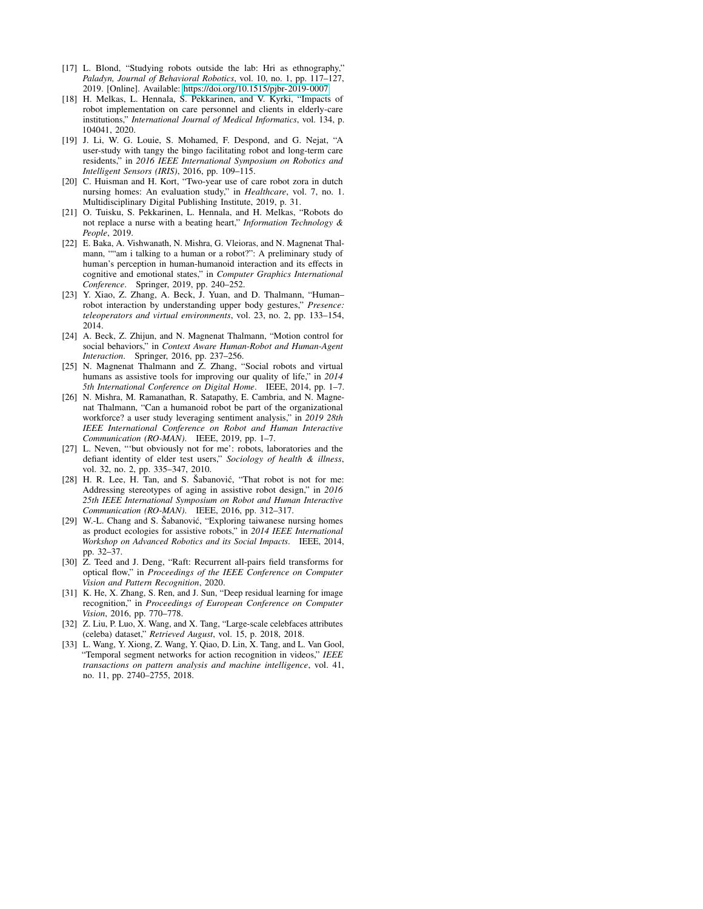[17] L. Blond, "Studying robots outside the lab: Hri as ethnography," *Paladyn, Journal of Behavioral Robotics*, vol. 10, no. 1, pp. 117–127, 2019. [Online]. Available: https://doi.org/10.1515/pjbr-2019-0007

[18] H. Melkas, L. Hennala, S. Pekkarinen, and V. Kyrki, "Impacts of robot implementation on care personnel and clients in elderly-care institutions," *International Journal of Medical Informatics*, vol. 134, p. 104041, 2020.

[19] J. Li, W. G. Louie, S. Mohamed, F. Despond, and G. Nejat, "A user-study with tangy the bingo facilitating robot and long-term care residents," in *2016 IEEE International Symposium on Robotics and Intelligent Sensors (IRIS)*, 2016, pp. 109–115.

[20] C. Huisman and H. Kort, "Two-year use of care robot zora in dutch nursing homes: An evaluation study," in *Healthcare*, vol. 7, no. 1. Multidisciplinary Digital Publishing Institute, 2019, p. 31.

[21] O. Tuisku, S. Pekkarinen, L. Hennala, and H. Melkas, "Robots do not replace a nurse with a beating heart," *Information Technology & People*, 2019.

[22] E. Baka, A. Vishwanath, N. Mishra, G. Vleioras, and N. Magnenat Thalmann, ""am i talking to a human or a robot?": A preliminary study of human's perception in human-humanoid interaction and its effects in cognitive and emotional states," in *Computer Graphics International Conference*. Springer, 2019, pp. 240–252.

[23] Y. Xiao, Z. Zhang, A. Beck, J. Yuan, and D. Thalmann, "Human–robot interaction by understanding upper body gestures," *Presence: teleoperators and virtual environments*, vol. 23, no. 2, pp. 133–154, 2014.

[24] A. Beck, Z. Zhijun, and N. Magnenat Thalmann, "Motion control for social behaviors," in *Context Aware Human-Robot and Human-Agent Interaction*. Springer, 2016, pp. 237–256.

[25] N. Magnenat Thalmann and Z. Zhang, "Social robots and virtual humans as assistive tools for improving our quality of life," in *2014 5th International Conference on Digital Home*. IEEE, 2014, pp. 1–7.

[26] N. Mishra, M. Ramanathan, R. Satapathy, E. Cambria, and N. Magnenat Thalmann, "Can a humanoid robot be part of the organizational workforce? a user study leveraging sentiment analysis," in *2019 28th IEEE International Conference on Robot and Human Interactive Communication (RO-MAN)*. IEEE, 2019, pp. 1–7.

[27] L. Neven, "'but obviously not for me': robots, laboratories and the defiant identity of elder test users," *Sociology of health & illness*, vol. 32, no. 2, pp. 335–347, 2010.

[28] H. R. Lee, H. Tan, and S. Šabanović, "That robot is not for me: Addressing stereotypes of aging in assistive robot design," in *2016 25th IEEE International Symposium on Robot and Human Interactive Communication (RO-MAN)*. IEEE, 2016, pp. 312–317.

[29] W.-L. Chang and S. Šabanović, "Exploring taiwanese nursing homes as product ecologies for assistive robots," in *2014 IEEE International Workshop on Advanced Robotics and its Social Impacts*. IEEE, 2014, pp. 32–37.

[30] Z. Teed and J. Deng, "Raft: Recurrent all-pairs field transforms for optical flow," in *Proceedings of the IEEE Conference on Computer Vision and Pattern Recognition*, 2020.

[31] K. He, X. Zhang, S. Ren, and J. Sun, "Deep residual learning for image recognition," in *Proceedings of European Conference on Computer Vision*, 2016, pp. 770–778.

[32] Z. Liu, P. Luo, X. Wang, and X. Tang, "Large-scale celebfaces attributes (celeba) dataset," *Retrieved August*, vol. 15, p. 2018, 2018.

[33] L. Wang, Y. Xiong, Z. Wang, Y. Qiao, D. Lin, X. Tang, and L. Van Gool, "Temporal segment networks for action recognition in videos," *IEEE transactions on pattern analysis and machine intelligence*, vol. 41, no. 11, pp. 2740–2755, 2018.